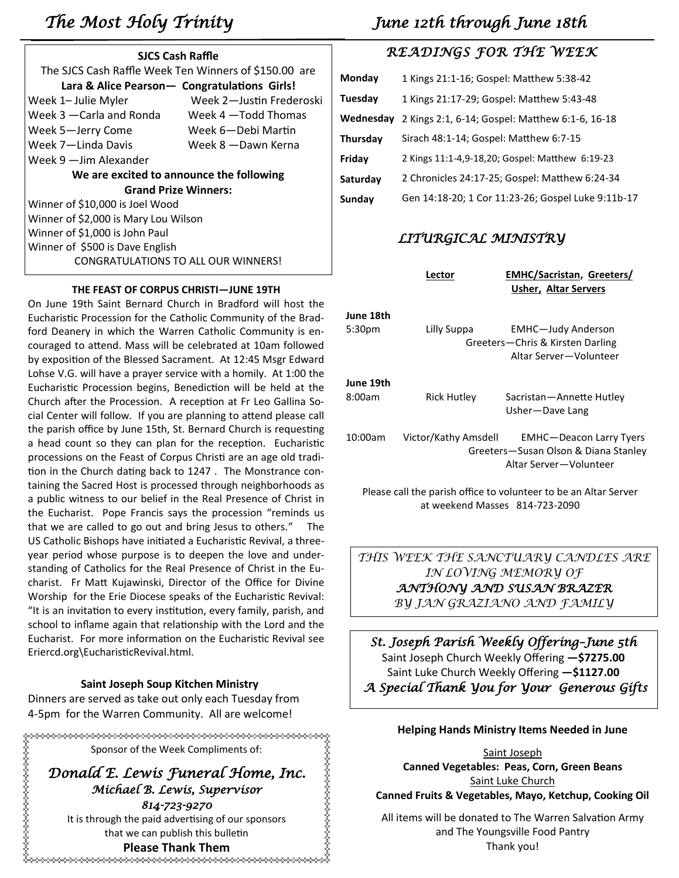# The Most Holy Trinity

# June 12th through June 18th

## SJCS Cash Raffle

The SJCS Cash Raffle Week Ten Winners of $150.00 are **Lara & Alice Pearson— Congratulations Girls!**

Week 1– Julie Myler
Week 2—Justin Frederoski
Week 3 —Carla and Ronda
Week 4 —Todd Thomas
Week 5—Jerry Come
Week 6—Debi Martin
Week 7—Linda Davis
Week 8 —Dawn Kerna
Week 9 —Jim Alexander

**We are excited to announce the following Grand Prize Winners:**

Winner of $10,000 is Joel Wood
Winner of $2,000 is Mary Lou Wilson
Winner of $1,000 is John Paul
Winner of $500 is Dave English

CONGRATULATIONS TO ALL OUR WINNERS!

## THE FEAST OF CORPUS CHRISTI—JUNE 19TH

On June 19th Saint Bernard Church in Bradford will host the Eucharistic Procession for the Catholic Community of the Bradford Deanery in which the Warren Catholic Community is encouraged to attend. Mass will be celebrated at 10am followed by exposition of the Blessed Sacrament. At 12:45 Msgr Edward Lohse V.G. will have a prayer service with a homily. At 1:00 the Eucharistic Procession begins, Benediction will be held at the Church after the Procession. A reception at Fr Leo Gallina Social Center will follow. If you are planning to attend please call the parish office by June 15th, St. Bernard Church is requesting a head count so they can plan for the reception. Eucharistic processions on the Feast of Corpus Christi are an age old tradition in the Church dating back to 1247 . The Monstrance containing the Sacred Host is processed through neighborhoods as a public witness to our belief in the Real Presence of Christ in the Eucharist. Pope Francis says the procession "reminds us that we are called to go out and bring Jesus to others." The US Catholic Bishops have initiated a Eucharistic Revival, a three-year period whose purpose is to deepen the love and understanding of Catholics for the Real Presence of Christ in the Eucharist. Fr Matt Kujawinski, Director of the Office for Divine Worship for the Erie Diocese speaks of the Eucharistic Revival: "It is an invitation to every institution, every family, parish, and school to inflame again that relationship with the Lord and the Eucharist. For more information on the Eucharistic Revival see Eriercd.org\EucharisticRevival.html.

## Saint Joseph Soup Kitchen Ministry

Dinners are served as take out only each Tuesday from 4-5pm for the Warren Community. All are welcome!

Sponsor of the Week Compliments of:

***Donald E. Lewis Funeral Home, Inc.***
*Michael B. Lewis, Supervisor*
*814-723-9270*

It is through the paid advertising of our sponsors that we can publish this bulletin

**Please Thank Them**

## READINGS FOR THE WEEK

| | |
|---|---|
| **Monday** | 1 Kings 21:1-16; Gospel: Matthew 5:38-42 |
| **Tuesday** | 1 Kings 21:17-29; Gospel: Matthew 5:43-48 |
| **Wednesday** | 2 Kings 2:1, 6-14; Gospel: Matthew 6:1-6, 16-18 |
| **Thursday** | Sirach 48:1-14; Gospel: Matthew 6:7-15 |
| **Friday** | 2 Kings 11:1-4,9-18,20; Gospel: Matthew 6:19-23 |
| **Saturday** | 2 Chronicles 24:17-25; Gospel: Matthew 6:24-34 |
| **Sunday** | Gen 14:18-20; 1 Cor 11:23-26; Gospel Luke 9:11b-17 |

## LITURGICAL MINISTRY

| | Lector | EMHC/Sacristan, Greeters/ Usher, Altar Servers |
|---|---|---|
| **June 18th** 5:30pm | Lilly Suppa | EMHC—Judy Anderson; Greeters—Chris & Kirsten Darling; Altar Server—Volunteer |
| **June 19th** 8:00am | Rick Hutley | Sacristan—Annette Hutley; Usher—Dave Lang |
| 10:00am | Victor/Kathy Amsdell | EMHC—Deacon Larry Tyers; Greeters—Susan Olson & Diana Stanley; Altar Server—Volunteer |

Please call the parish office to volunteer to be an Altar Server at weekend Masses 814-723-2090

*THIS WEEK THE SANCTUARY CANDLES ARE IN LOVING MEMORY OF*
***ANTHONY AND SUSAN BRAZER***
*BY JAN GRAZIANO AND FAMILY*

## *St. Joseph Parish Weekly Offering–June 5th*

Saint Joseph Church Weekly Offering **—$7275.00**
Saint Luke Church Weekly Offering **—$1127.00**

***A Special Thank You for Your Generous Gifts***

## Helping Hands Ministry Items Needed in June

Saint Joseph
**Canned Vegetables: Peas, Corn, Green Beans**

Saint Luke Church
**Canned Fruits & Vegetables, Mayo, Ketchup, Cooking Oil**

All items will be donated to The Warren Salvation Army and The Youngsville Food Pantry

Thank you!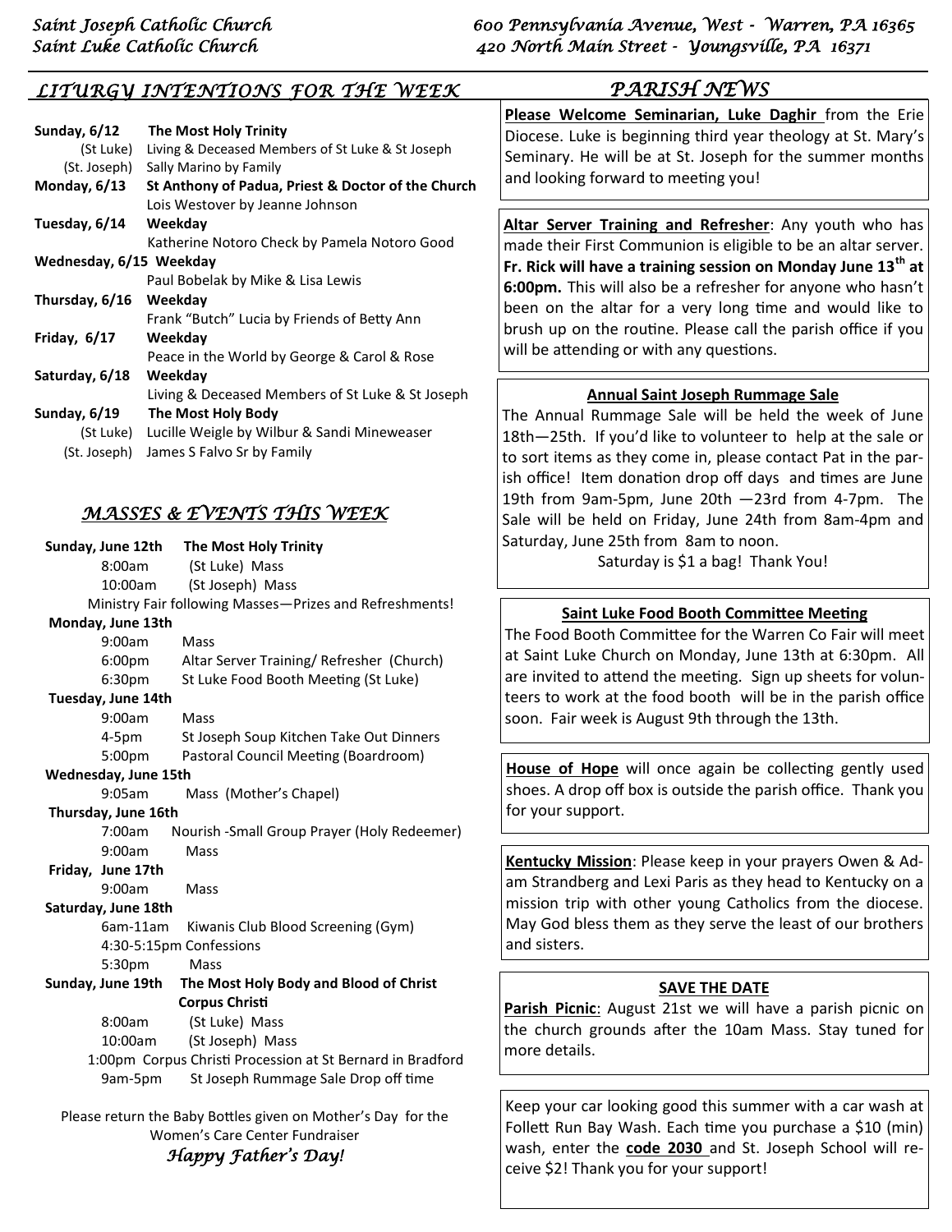Saint Joseph Catholic Church — 600 Pennsylvania Avenue, West - Warren, PA 16365
Saint Luke Catholic Church — 420 North Main Street - Youngsville, PA 16371

## LITURGY INTENTIONS FOR THE WEEK

**Sunday, 6/12** **The Most Holy Trinity**
(St Luke) Living & Deceased Members of St Luke & St Joseph
(St. Joseph) Sally Marino by Family

**Monday, 6/13** **St Anthony of Padua, Priest & Doctor of the Church**
Lois Westover by Jeanne Johnson

**Tuesday, 6/14** **Weekday**
Katherine Notoro Check by Pamela Notoro Good

**Wednesday, 6/15** **Weekday**
Paul Bobelak by Mike & Lisa Lewis

**Thursday, 6/16** **Weekday**
Frank "Butch" Lucia by Friends of Betty Ann

**Friday, 6/17** **Weekday**
Peace in the World by George & Carol & Rose

**Saturday, 6/18** **Weekday**
Living & Deceased Members of St Luke & St Joseph

**Sunday, 6/19** **The Most Holy Body**
(St Luke) Lucille Weigle by Wilbur & Sandi Mineweaser
(St. Joseph) James S Falvo Sr by Family

## MASSES & EVENTS THIS WEEK

**Sunday, June 12th** **The Most Holy Trinity**
8:00am (St Luke) Mass
10:00am (St Joseph) Mass
Ministry Fair following Masses—Prizes and Refreshments!

**Monday, June 13th**
9:00am Mass
6:00pm Altar Server Training/ Refresher (Church)
6:30pm St Luke Food Booth Meeting (St Luke)

**Tuesday, June 14th**
9:00am Mass
4-5pm St Joseph Soup Kitchen Take Out Dinners
5:00pm Pastoral Council Meeting (Boardroom)

**Wednesday, June 15th**
9:05am Mass (Mother's Chapel)

**Thursday, June 16th**
7:00am Nourish -Small Group Prayer (Holy Redeemer)
9:00am Mass

**Friday, June 17th**
9:00am Mass

**Saturday, June 18th**
6am-11am Kiwanis Club Blood Screening (Gym)
4:30-5:15pm Confessions
5:30pm Mass

**Sunday, June 19th** **The Most Holy Body and Blood of Christ Corpus Christi**
8:00am (St Luke) Mass
10:00am (St Joseph) Mass
1:00pm Corpus Christi Procession at St Bernard in Bradford
9am-5pm St Joseph Rummage Sale Drop off time

Please return the Baby Bottles given on Mother's Day for the Women's Care Center Fundraiser

*Happy Father's Day!*

## PARISH NEWS

**Please Welcome Seminarian, Luke Daghir** from the Erie Diocese. Luke is beginning third year theology at St. Mary's Seminary. He will be at St. Joseph for the summer months and looking forward to meeting you!

**Altar Server Training and Refresher**: Any youth who has made their First Communion is eligible to be an altar server. **Fr. Rick will have a training session on Monday June 13th at 6:00pm.** This will also be a refresher for anyone who hasn't been on the altar for a very long time and would like to brush up on the routine. Please call the parish office if you will be attending or with any questions.

**Annual Saint Joseph Rummage Sale**

The Annual Rummage Sale will be held the week of June 18th—25th. If you'd like to volunteer to help at the sale or to sort items as they come in, please contact Pat in the parish office! Item donation drop off days and times are June 19th from 9am-5pm, June 20th —23rd from 4-7pm. The Sale will be held on Friday, June 24th from 8am-4pm and Saturday, June 25th from 8am to noon.

Saturday is $1 a bag! Thank You!

**Saint Luke Food Booth Committee Meeting**

The Food Booth Committee for the Warren Co Fair will meet at Saint Luke Church on Monday, June 13th at 6:30pm. All are invited to attend the meeting. Sign up sheets for volunteers to work at the food booth will be in the parish office soon. Fair week is August 9th through the 13th.

**House of Hope** will once again be collecting gently used shoes. A drop off box is outside the parish office. Thank you for your support.

**Kentucky Mission**: Please keep in your prayers Owen & Adam Strandberg and Lexi Paris as they head to Kentucky on a mission trip with other young Catholics from the diocese. May God bless them as they serve the least of our brothers and sisters.

**SAVE THE DATE**

**Parish Picnic**: August 21st we will have a parish picnic on the church grounds after the 10am Mass. Stay tuned for more details.

Keep your car looking good this summer with a car wash at Follett Run Bay Wash. Each time you purchase a $10 (min) wash, enter the **code 2030** and St. Joseph School will receive $2! Thank you for your support!